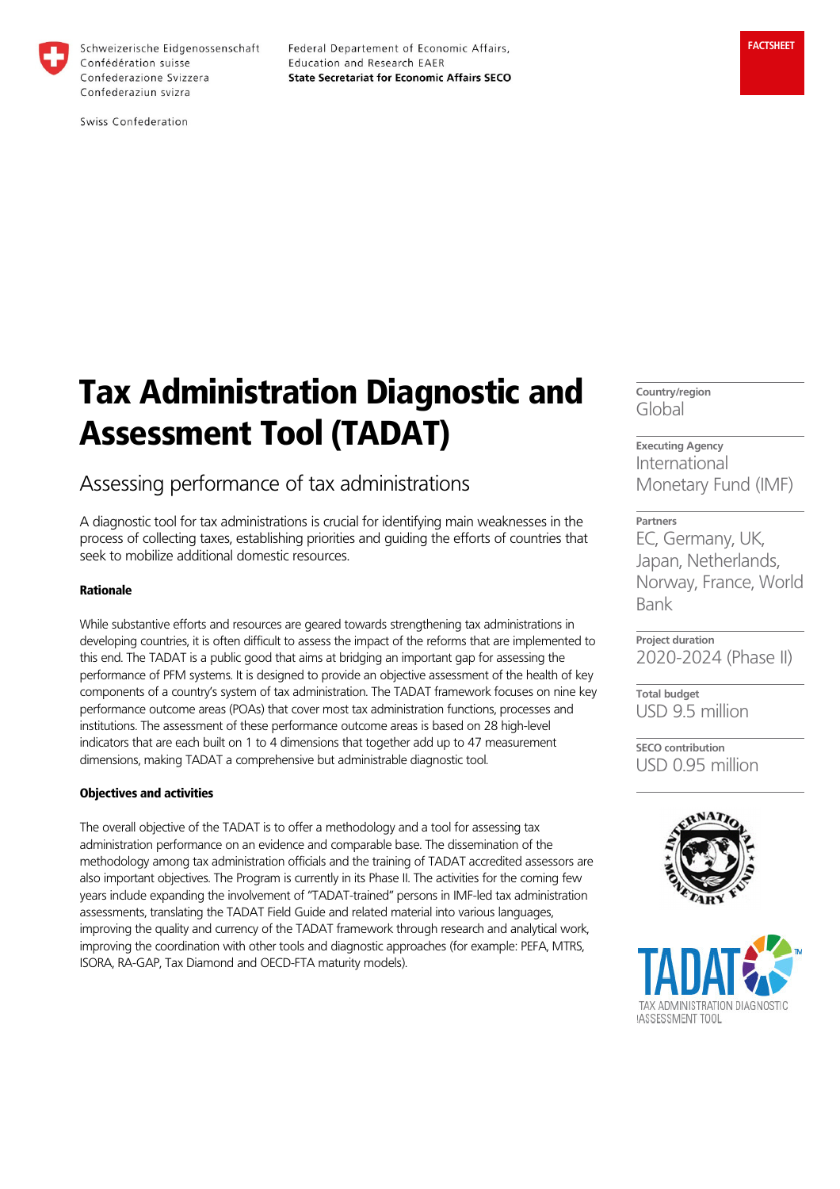Schweizerische Eidgenossenschaft
Confédération suisse
Confederazione Svizzera
Confederaziun svizra

Swiss Confederation

Federal Departement of Economic Affairs, Education and Research EAER
**State Secretariat for Economic Affairs SECO**

**FACTSHEET**

# Tax Administration Diagnostic and Assessment Tool (TADAT)

## Assessing performance of tax administrations

A diagnostic tool for tax administrations is crucial for identifying main weaknesses in the process of collecting taxes, establishing priorities and guiding the efforts of countries that seek to mobilize additional domestic resources.

**Rationale**

While substantive efforts and resources are geared towards strengthening tax administrations in developing countries, it is often difficult to assess the impact of the reforms that are implemented to this end. The TADAT is a public good that aims at bridging an important gap for assessing the performance of PFM systems. It is designed to provide an objective assessment of the health of key components of a country's system of tax administration. The TADAT framework focuses on nine key performance outcome areas (POAs) that cover most tax administration functions, processes and institutions. The assessment of these performance outcome areas is based on 28 high-level indicators that are each built on 1 to 4 dimensions that together add up to 47 measurement dimensions, making TADAT a comprehensive but administrable diagnostic tool.

**Objectives and activities**

The overall objective of the TADAT is to offer a methodology and a tool for assessing tax administration performance on an evidence and comparable base. The dissemination of the methodology among tax administration officials and the training of TADAT accredited assessors are also important objectives. The Program is currently in its Phase II. The activities for the coming few years include expanding the involvement of "TADAT-trained" persons in IMF-led tax administration assessments, translating the TADAT Field Guide and related material into various languages, improving the quality and currency of the TADAT framework through research and analytical work, improving the coordination with other tools and diagnostic approaches (for example: PEFA, MTRS, ISORA, RA-GAP, Tax Diamond and OECD-FTA maturity models).

**Country/region**
Global

**Executing Agency**
International Monetary Fund (IMF)

**Partners**
EC, Germany, UK, Japan, Netherlands, Norway, France, World Bank

**Project duration**
2020-2024 (Phase II)

**Total budget**
USD 9.5 million

**SECO contribution**
USD 0.95 million

TADAT™
TAX ADMINISTRATION DIAGNOSTIC ASSESSMENT TOOL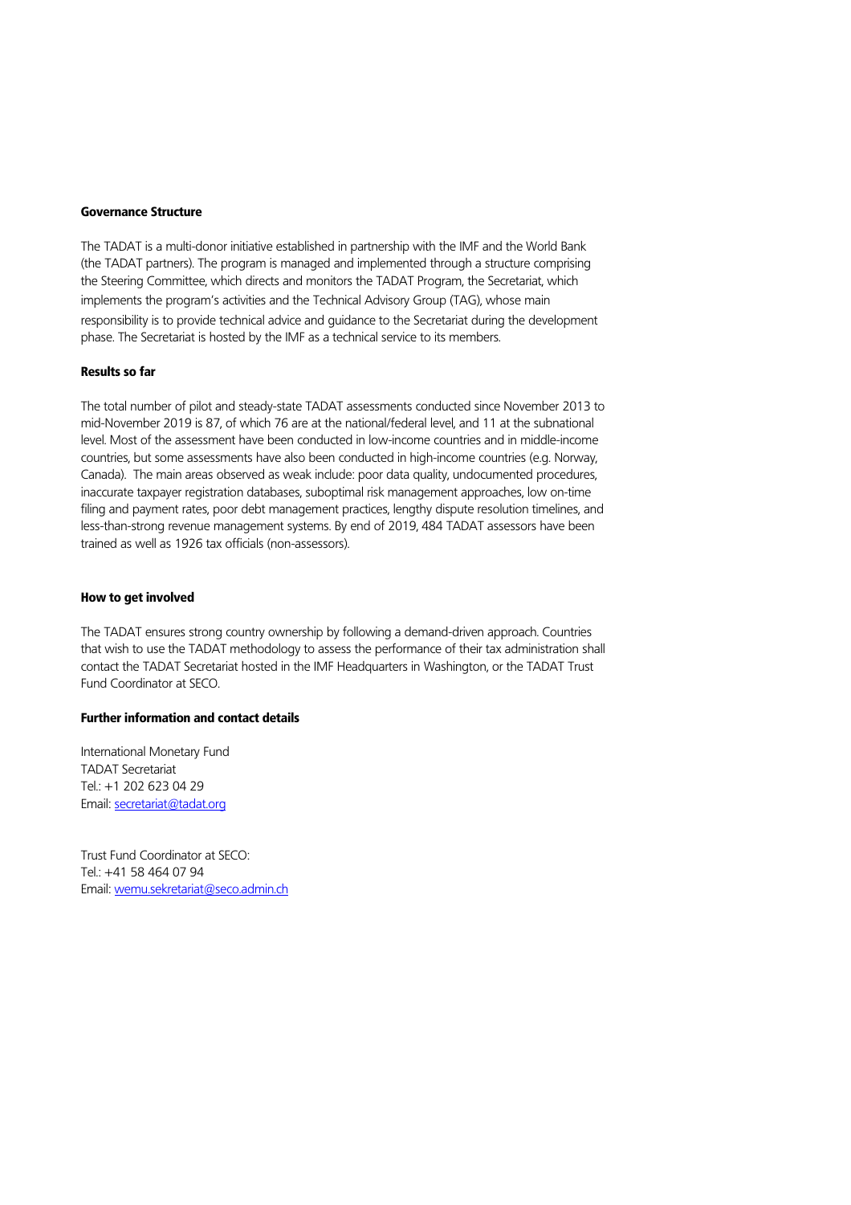## Governance Structure

The TADAT is a multi-donor initiative established in partnership with the IMF and the World Bank (the TADAT partners). The program is managed and implemented through a structure comprising the Steering Committee, which directs and monitors the TADAT Program, the Secretariat, which implements the program's activities and the Technical Advisory Group (TAG), whose main responsibility is to provide technical advice and guidance to the Secretariat during the development phase. The Secretariat is hosted by the IMF as a technical service to its members.

## Results so far

The total number of pilot and steady-state TADAT assessments conducted since November 2013 to mid-November 2019 is 87, of which 76 are at the national/federal level, and 11 at the subnational level. Most of the assessment have been conducted in low-income countries and in middle-income countries, but some assessments have also been conducted in high-income countries (e.g. Norway, Canada). The main areas observed as weak include: poor data quality, undocumented procedures, inaccurate taxpayer registration databases, suboptimal risk management approaches, low on-time filing and payment rates, poor debt management practices, lengthy dispute resolution timelines, and less-than-strong revenue management systems. By end of 2019, 484 TADAT assessors have been trained as well as 1926 tax officials (non-assessors).

## How to get involved

The TADAT ensures strong country ownership by following a demand-driven approach. Countries that wish to use the TADAT methodology to assess the performance of their tax administration shall contact the TADAT Secretariat hosted in the IMF Headquarters in Washington, or the TADAT Trust Fund Coordinator at SECO.

## Further information and contact details

International Monetary Fund
TADAT Secretariat
Tel.: +1 202 623 04 29
Email: secretariat@tadat.org

Trust Fund Coordinator at SECO:
Tel.: +41 58 464 07 94
Email: wemu.sekretariat@seco.admin.ch